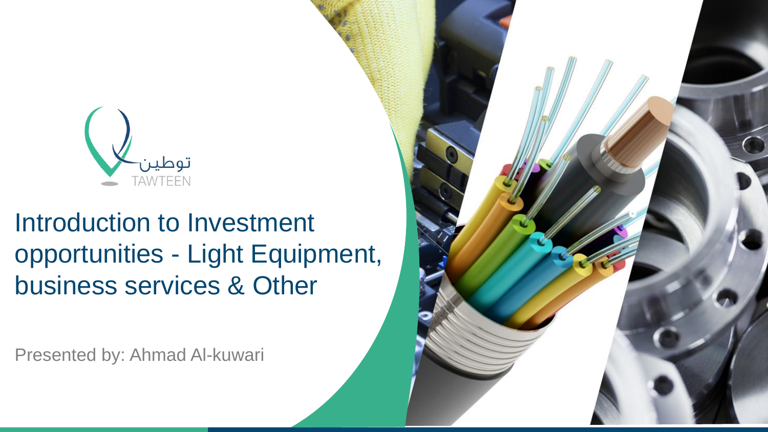توطين
TAWTEEN

# Introduction to Investment opportunities - Light Equipment, business services & Other

Presented by: Ahmad Al-kuwari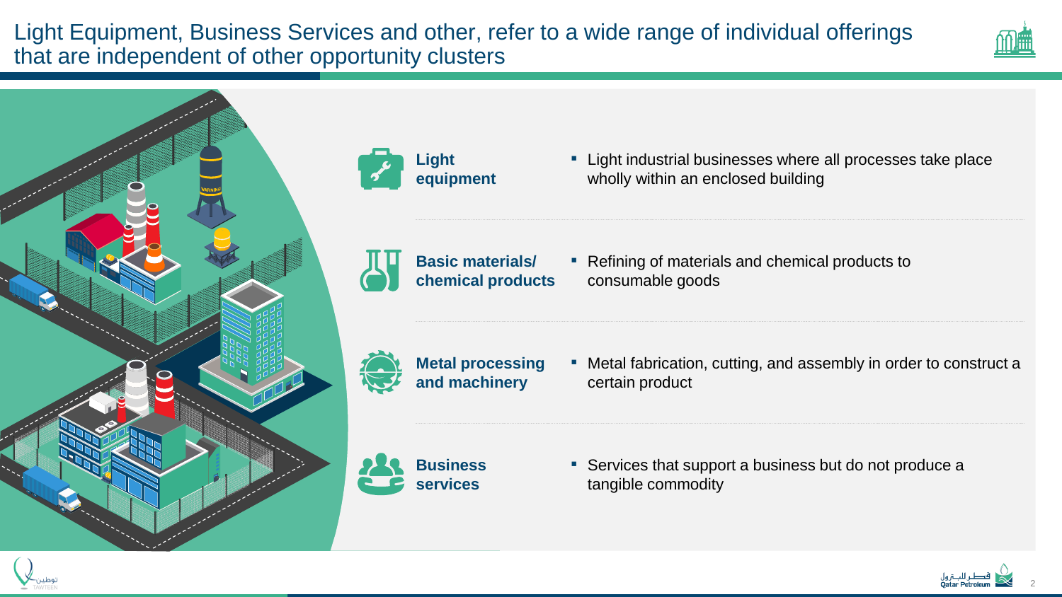# Light Equipment, Business Services and other, refer to a wide range of individual offerings that are independent of other opportunity clusters

| | |
|---|---|
| **Light equipment** | Light industrial businesses where all processes take place wholly within an enclosed building |
| **Basic materials/ chemical products** | Refining of materials and chemical products to consumable goods |
| **Metal processing and machinery** | Metal fabrication, cutting, and assembly in order to construct a certain product |
| **Business services** | Services that support a business but do not produce a tangible commodity |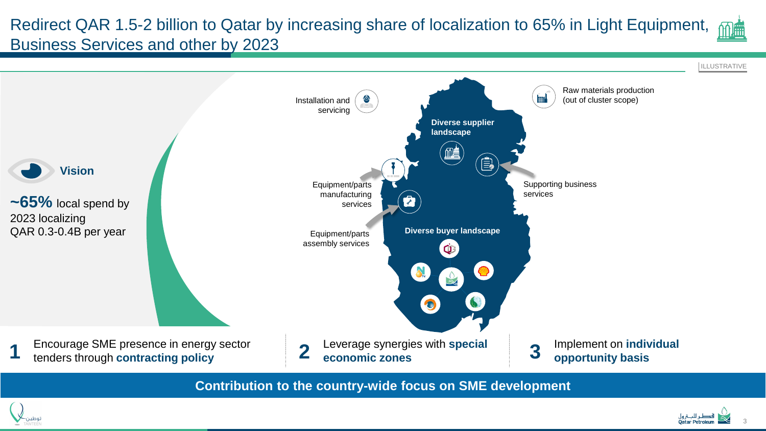# Redirect QAR 1.5-2 billion to Qatar by increasing share of localization to 65% in Light Equipment, Business Services and other by 2023

ILLUSTRATIVE

**Vision**

**~65%** local spend by 2023 localizing QAR 0.3-0.4B per year

Installation and servicing

Raw materials production (out of cluster scope)

**Diverse supplier landscape**

Equipment/parts manufacturing services

Supporting business services

Equipment/parts assembly services

**Diverse buyer landscape**

**1** Encourage SME presence in energy sector tenders through **contracting policy**

**2** Leverage synergies with **special economic zones**

**3** Implement on **individual opportunity basis**

**Contribution to the country-wide focus on SME development**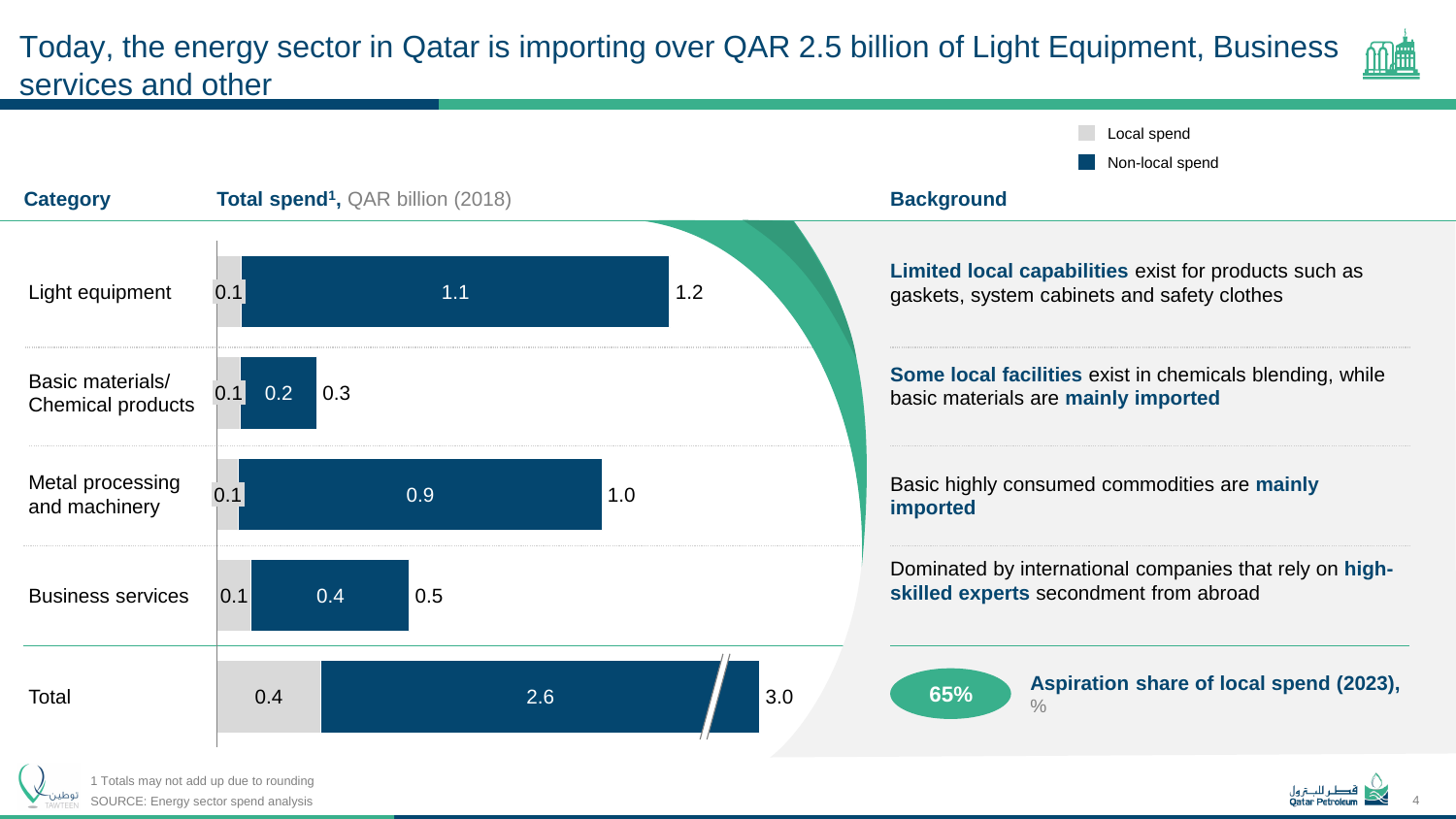# Today, the energy sector in Qatar is importing over QAR 2.5 billion of Light Equipment, Business services and other

Legend: Local spend / Non-local spend

| Category | Total spend[1], QAR billion (2018) – Local spend | Non-local spend | Total | Background |
|---|---|---|---|---|
| Light equipment | 0.1 | 1.1 | 1.2 | **Limited local capabilities** exist for products such as gaskets, system cabinets and safety clothes |
| Basic materials/ Chemical products | 0.1 | 0.2 | 0.3 | **Some local facilities** exist in chemicals blending, while basic materials are **mainly imported** |
| Metal processing and machinery | 0.1 | 0.9 | 1.0 | Basic highly consumed commodities are **mainly imported** |
| Business services | 0.1 | 0.4 | 0.5 | Dominated by international companies that rely on **high-skilled experts** secondment from abroad |
| Total | 0.4 | 2.6 | 3.0 | |

**65%** — **Aspiration share of local spend (2023),** %

1 Totals may not add up due to rounding

SOURCE: Energy sector spend analysis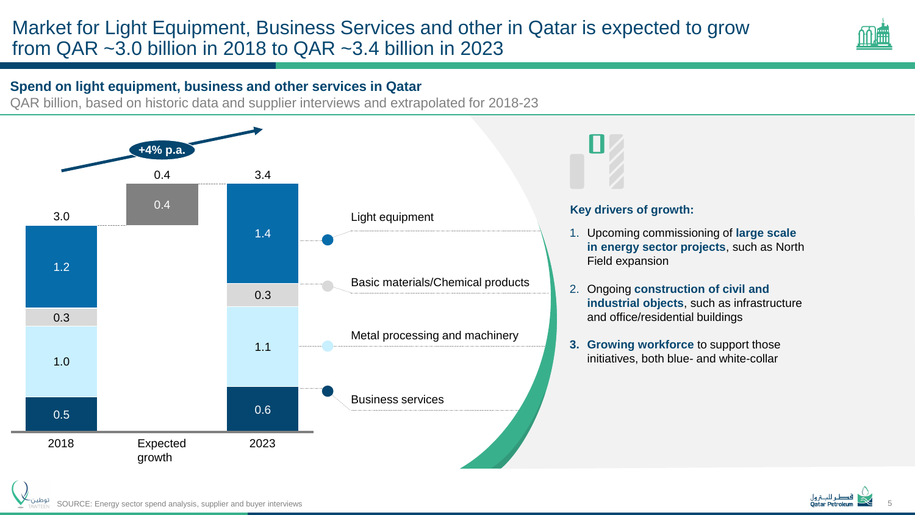# Market for Light Equipment, Business Services and other in Qatar is expected to grow from QAR ~3.0 billion in 2018 to QAR ~3.4 billion in 2023

## Spend on light equipment, business and other services in Qatar

QAR billion, based on historic data and supplier interviews and extrapolated for 2018-23

+4% p.a.

| | 2018 | Expected growth | 2023 |
|---|---|---|---|
| Light equipment | 1.2 | | 1.4 |
| Basic materials/Chemical products | 0.3 | | 0.3 |
| Metal processing and machinery | 1.0 | | 1.1 |
| Business services | 0.5 | | 0.6 |
| Total | 3.0 | 0.4 | 3.4 |

**Key drivers of growth:**

1. Upcoming commissioning of **large scale in energy sector projects**, such as North Field expansion
2. Ongoing **construction of civil and industrial objects**, such as infrastructure and office/residential buildings
3. **Growing workforce** to support those initiatives, both blue- and white-collar

SOURCE: Energy sector spend analysis, supplier and buyer interviews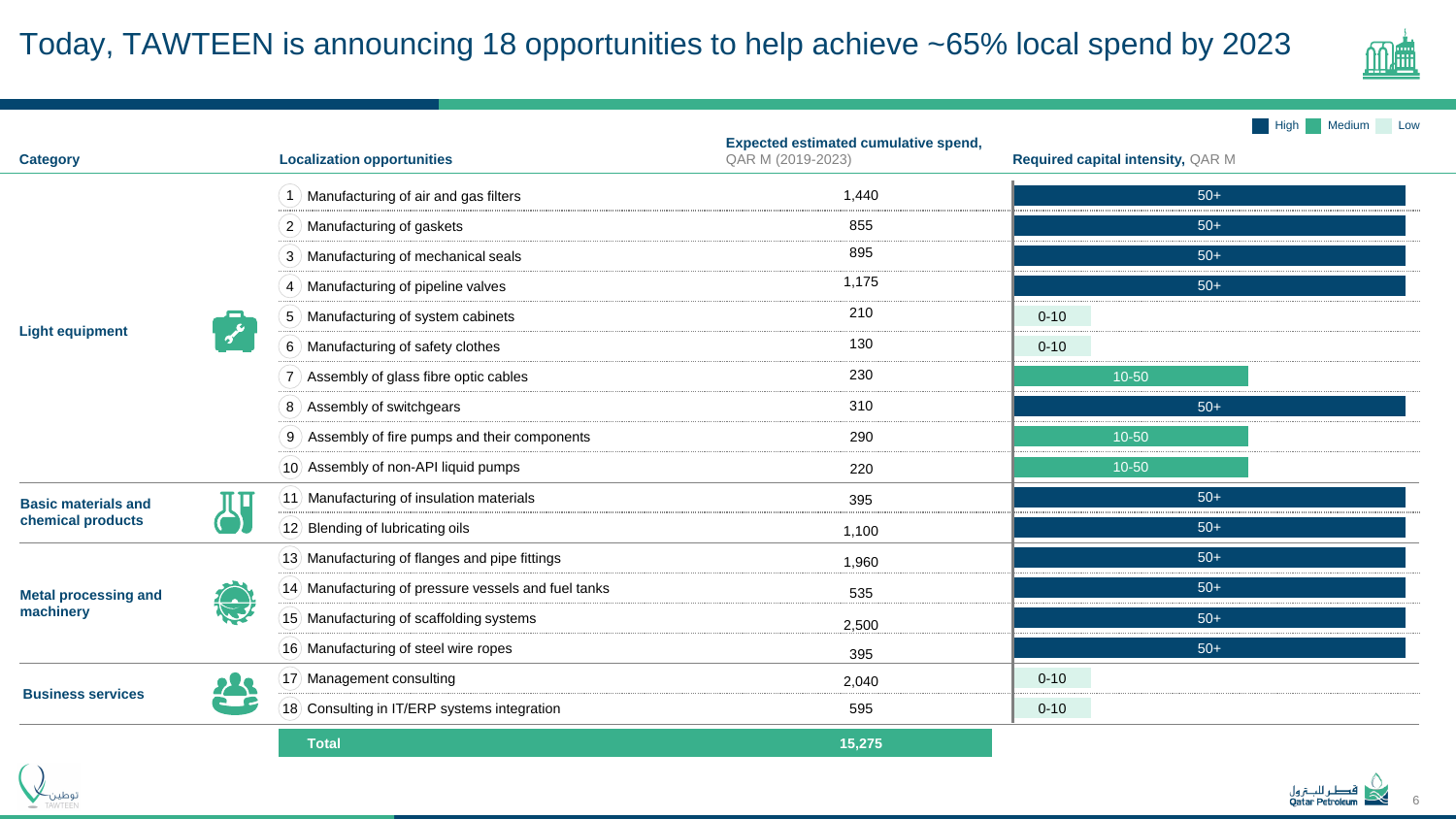# Today, TAWTEEN is announcing 18 opportunities to help achieve ~65% local spend by 2023

High | Medium | Low

| Category | Localization opportunities | Expected estimated cumulative spend, QAR M (2019-2023) | Required capital intensity, QAR M |
|---|---|---|---|
| Light equipment | 1 Manufacturing of air and gas filters | 1,440 | 50+ |
| | 2 Manufacturing of gaskets | 855 | 50+ |
| | 3 Manufacturing of mechanical seals | 895 | 50+ |
| | 4 Manufacturing of pipeline valves | 1,175 | 50+ |
| | 5 Manufacturing of system cabinets | 210 | 0-10 |
| | 6 Manufacturing of safety clothes | 130 | 0-10 |
| | 7 Assembly of glass fibre optic cables | 230 | 10-50 |
| | 8 Assembly of switchgears | 310 | 50+ |
| | 9 Assembly of fire pumps and their components | 290 | 10-50 |
| | 10 Assembly of non-API liquid pumps | 220 | 10-50 |
| Basic materials and chemical products | 11 Manufacturing of insulation materials | 395 | 50+ |
| | 12 Blending of lubricating oils | 1,100 | 50+ |
| Metal processing and machinery | 13 Manufacturing of flanges and pipe fittings | 1,960 | 50+ |
| | 14 Manufacturing of pressure vessels and fuel tanks | 535 | 50+ |
| | 15 Manufacturing of scaffolding systems | 2,500 | 50+ |
| | 16 Manufacturing of steel wire ropes | 395 | 50+ |
| Business services | 17 Management consulting | 2,040 | 0-10 |
| | 18 Consulting in IT/ERP systems integration | 595 | 0-10 |
| | **Total** | **15,275** | |